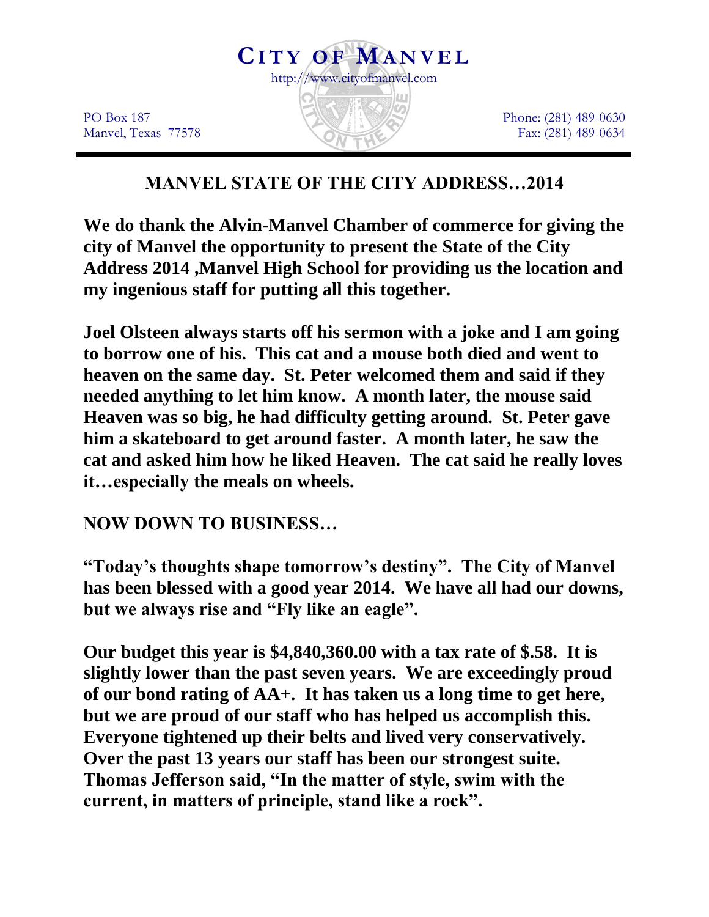# CITY OF MANVEL

http://www.cityofmanvel.com

PO Box 187
Manvel, Texas 77578

Phone: (281) 489-0630
Fax: (281) 489-0634

## MANVEL STATE OF THE CITY ADDRESS…2014

**We do thank the Alvin-Manvel Chamber of commerce for giving the city of Manvel the opportunity to present the State of the City Address 2014 ,Manvel High School for providing us the location and my ingenious staff for putting all this together.**

**Joel Olsteen always starts off his sermon with a joke and I am going to borrow one of his. This cat and a mouse both died and went to heaven on the same day. St. Peter welcomed them and said if they needed anything to let him know. A month later, the mouse said Heaven was so big, he had difficulty getting around. St. Peter gave him a skateboard to get around faster. A month later, he saw the cat and asked him how he liked Heaven. The cat said he really loves it…especially the meals on wheels.**

**NOW DOWN TO BUSINESS…**

**"Today's thoughts shape tomorrow's destiny". The City of Manvel has been blessed with a good year 2014. We have all had our downs, but we always rise and "Fly like an eagle".**

**Our budget this year is $4,840,360.00 with a tax rate of $.58. It is slightly lower than the past seven years. We are exceedingly proud of our bond rating of AA+. It has taken us a long time to get here, but we are proud of our staff who has helped us accomplish this. Everyone tightened up their belts and lived very conservatively. Over the past 13 years our staff has been our strongest suite. Thomas Jefferson said, "In the matter of style, swim with the current, in matters of principle, stand like a rock".**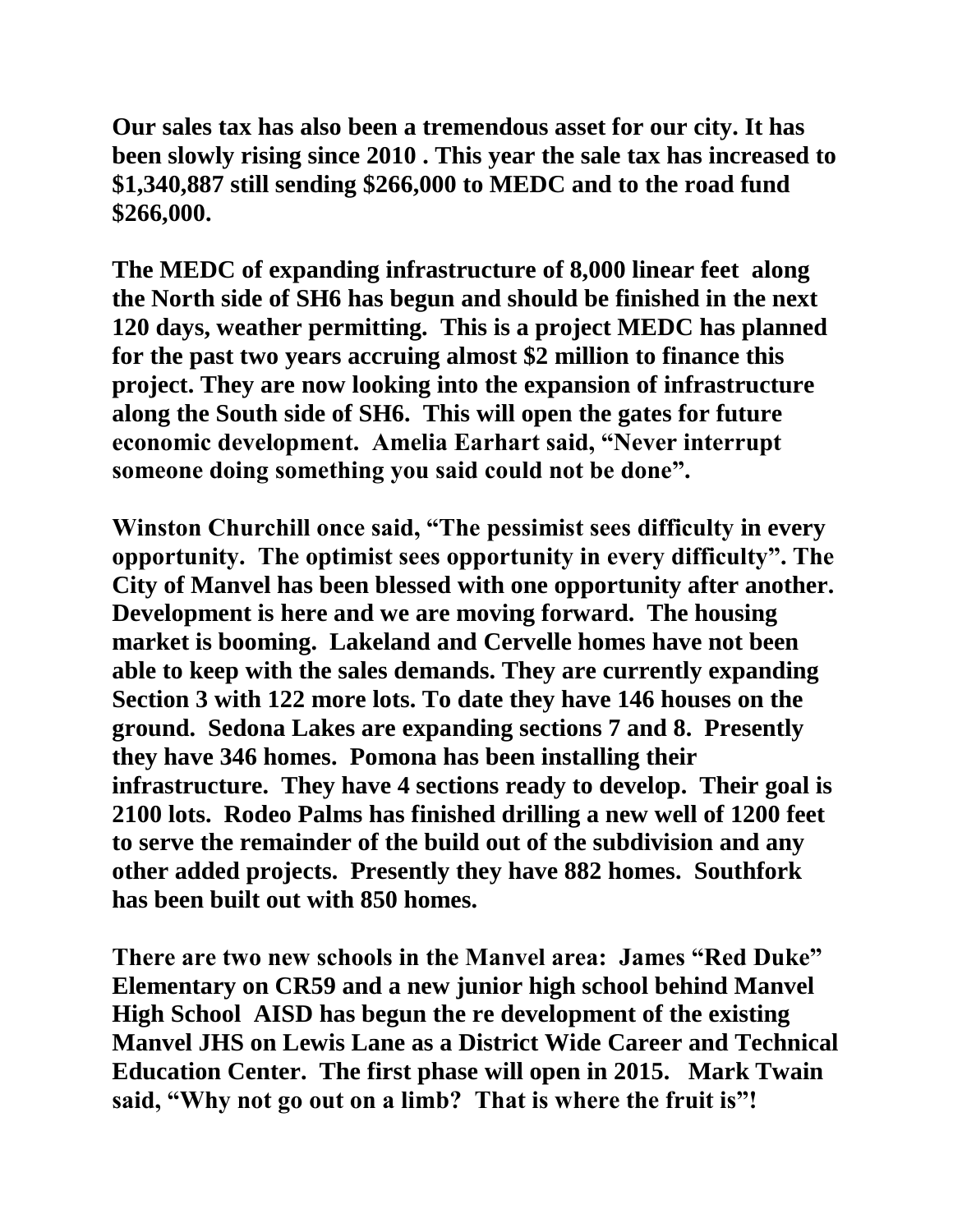**Our sales tax has also been a tremendous asset for our city. It has been slowly rising since 2010 . This year the sale tax has increased to $1,340,887 still sending $266,000 to MEDC and to the road fund $266,000.**

**The MEDC of expanding infrastructure of 8,000 linear feet along the North side of SH6 has begun and should be finished in the next 120 days, weather permitting. This is a project MEDC has planned for the past two years accruing almost $2 million to finance this project. They are now looking into the expansion of infrastructure along the South side of SH6. This will open the gates for future economic development. Amelia Earhart said, "Never interrupt someone doing something you said could not be done".**

**Winston Churchill once said, "The pessimist sees difficulty in every opportunity. The optimist sees opportunity in every difficulty". The City of Manvel has been blessed with one opportunity after another. Development is here and we are moving forward. The housing market is booming. Lakeland and Cervelle homes have not been able to keep with the sales demands. They are currently expanding Section 3 with 122 more lots. To date they have 146 houses on the ground. Sedona Lakes are expanding sections 7 and 8. Presently they have 346 homes. Pomona has been installing their infrastructure. They have 4 sections ready to develop. Their goal is 2100 lots. Rodeo Palms has finished drilling a new well of 1200 feet to serve the remainder of the build out of the subdivision and any other added projects. Presently they have 882 homes. Southfork has been built out with 850 homes.**

**There are two new schools in the Manvel area: James "Red Duke" Elementary on CR59 and a new junior high school behind Manvel High School AISD has begun the re development of the existing Manvel JHS on Lewis Lane as a District Wide Career and Technical Education Center. The first phase will open in 2015. Mark Twain said, "Why not go out on a limb? That is where the fruit is"!**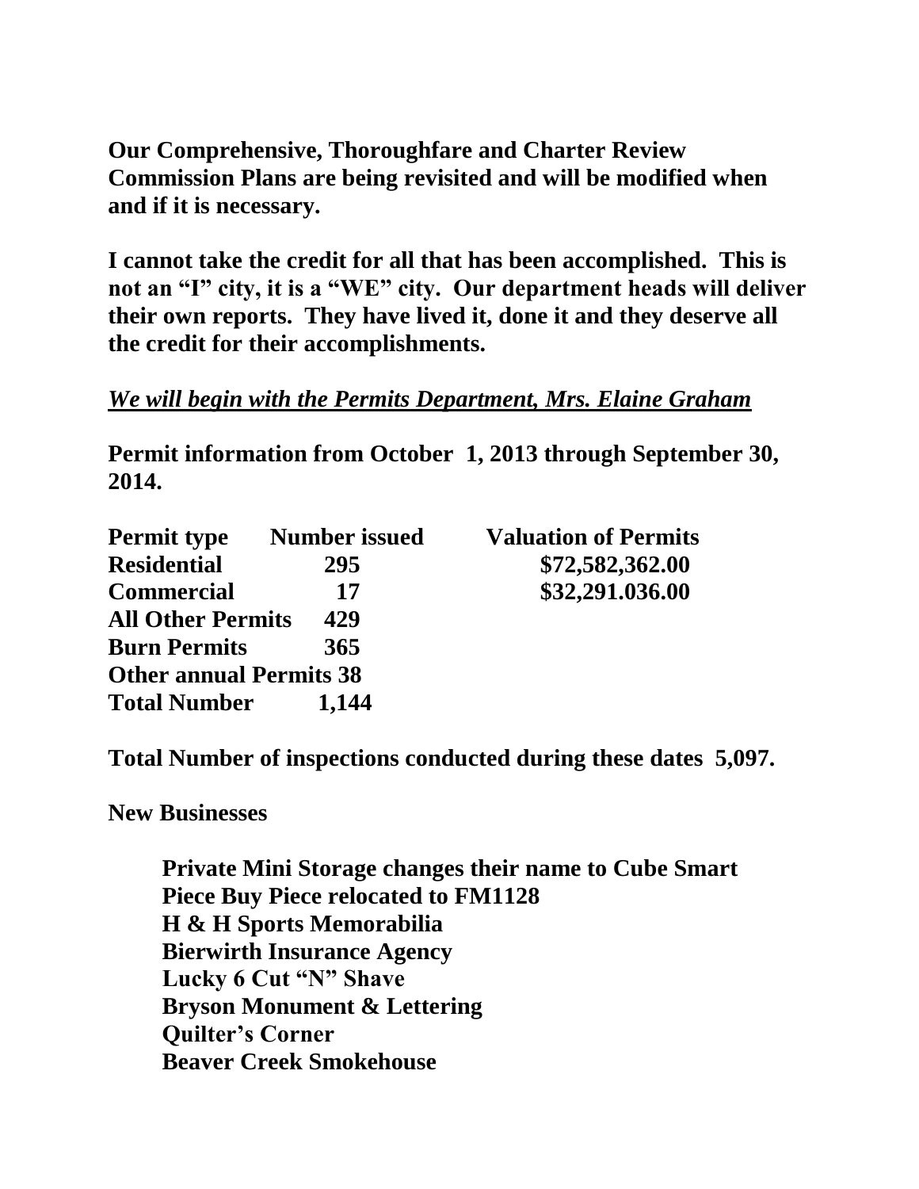**Our Comprehensive, Thoroughfare and Charter Review Commission Plans are being revisited and will be modified when and if it is necessary.**

**I cannot take the credit for all that has been accomplished. This is not an "I" city, it is a "WE" city. Our department heads will deliver their own reports. They have lived it, done it and they deserve all the credit for their accomplishments.**

***We will begin with the Permits Department, Mrs. Elaine Graham***

**Permit information from October 1, 2013 through September 30, 2014.**

| Permit type | Number issued | Valuation of Permits |
|---|---|---|
| Residential | 295 | $72,582,362.00 |
| Commercial | 17 | $32,291.036.00 |
| All Other Permits | 429 | |
| Burn Permits | 365 | |
| Other annual Permits | 38 | |
| Total Number | 1,144 | |

**Total Number of inspections conducted during these dates 5,097.**

**New Businesses**

- **Private Mini Storage changes their name to Cube Smart**
- **Piece Buy Piece relocated to FM1128**
- **H & H Sports Memorabilia**
- **Bierwirth Insurance Agency**
- **Lucky 6 Cut "N" Shave**
- **Bryson Monument & Lettering**
- **Quilter's Corner**
- **Beaver Creek Smokehouse**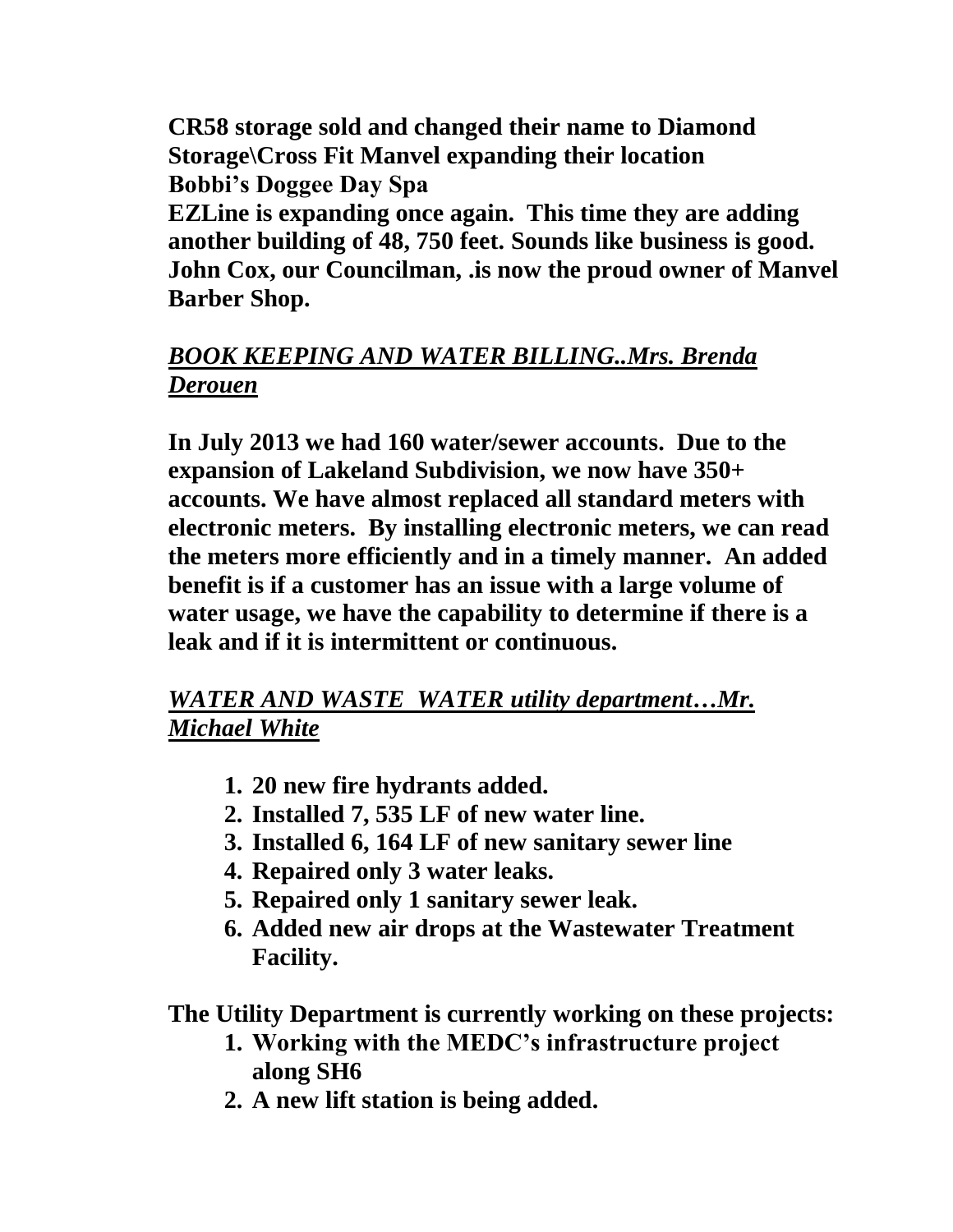**CR58 storage sold and changed their name to Diamond Storage\Cross Fit Manvel expanding their location**
**Bobbi's Doggee Day Spa**
**EZLine is expanding once again. This time they are adding another building of 48, 750 feet. Sounds like business is good.**
**John Cox, our Councilman, .is now the proud owner of Manvel Barber Shop.**

***<u>BOOK KEEPING AND WATER BILLING..Mrs. Brenda Derouen</u>***

**In July 2013 we had 160 water/sewer accounts. Due to the expansion of Lakeland Subdivision, we now have 350+ accounts. We have almost replaced all standard meters with electronic meters. By installing electronic meters, we can read the meters more efficiently and in a timely manner. An added benefit is if a customer has an issue with a large volume of water usage, we have the capability to determine if there is a leak and if it is intermittent or continuous.**

***<u>WATER AND WASTE WATER utility department…Mr. Michael White</u>***

1. **20 new fire hydrants added.**
2. **Installed 7, 535 LF of new water line.**
3. **Installed 6, 164 LF of new sanitary sewer line**
4. **Repaired only 3 water leaks.**
5. **Repaired only 1 sanitary sewer leak.**
6. **Added new air drops at the Wastewater Treatment Facility.**

**The Utility Department is currently working on these projects:**

1. **Working with the MEDC's infrastructure project along SH6**
2. **A new lift station is being added.**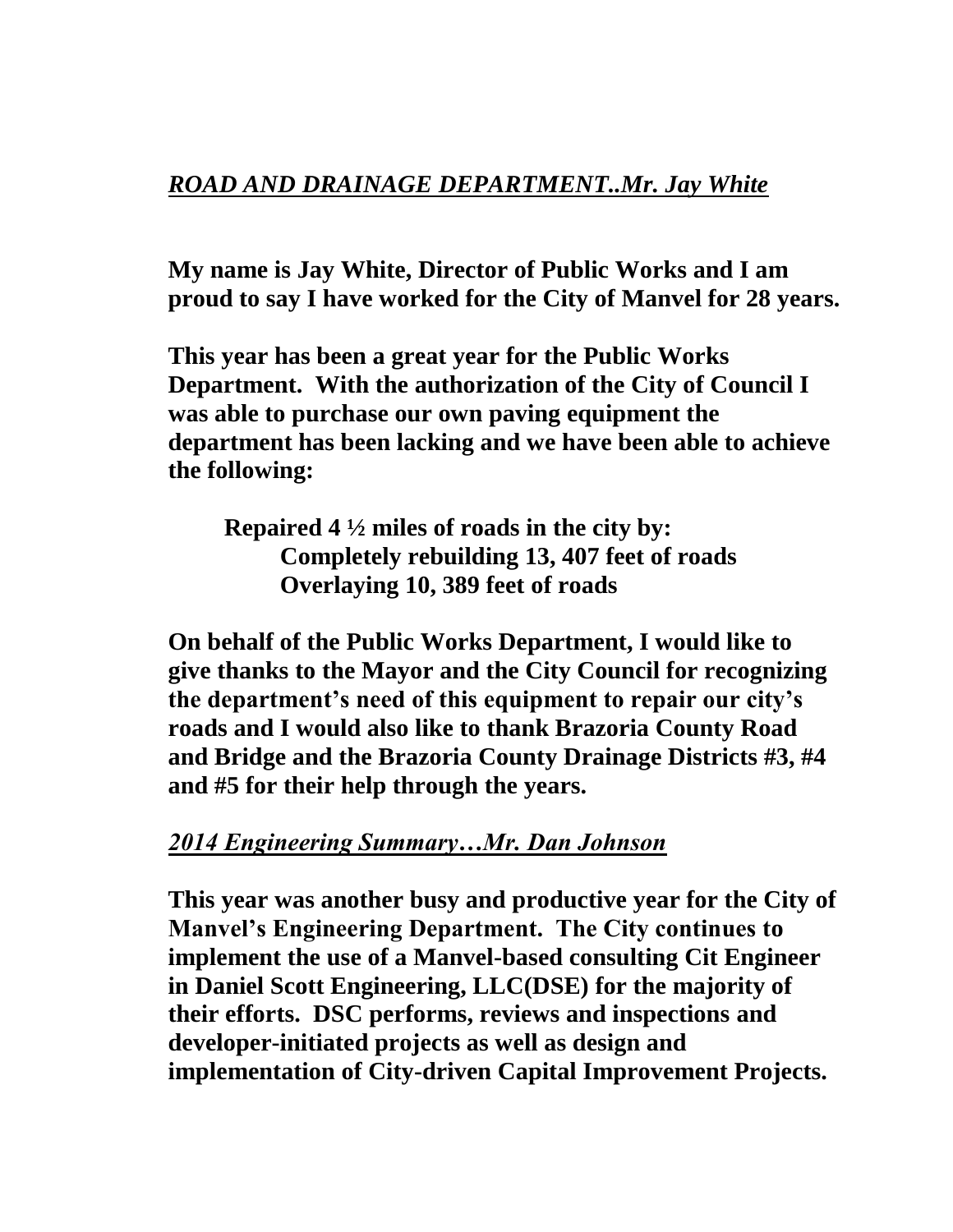## ***ROAD AND DRAINAGE DEPARTMENT..Mr. Jay White***

**My name is Jay White, Director of Public Works and I am proud to say I have worked for the City of Manvel for 28 years.**

**This year has been a great year for the Public Works Department. With the authorization of the City of Council I was able to purchase our own paving equipment the department has been lacking and we have been able to achieve the following:**

> **Repaired 4 ½ miles of roads in the city by:**
> > **Completely rebuilding 13, 407 feet of roads**
> > **Overlaying 10, 389 feet of roads**

**On behalf of the Public Works Department, I would like to give thanks to the Mayor and the City Council for recognizing the department's need of this equipment to repair our city's roads and I would also like to thank Brazoria County Road and Bridge and the Brazoria County Drainage Districts #3, #4 and #5 for their help through the years.**

## ***2014 Engineering Summary…Mr. Dan Johnson***

**This year was another busy and productive year for the City of Manvel's Engineering Department. The City continues to implement the use of a Manvel-based consulting Cit Engineer in Daniel Scott Engineering, LLC(DSE) for the majority of their efforts. DSC performs, reviews and inspections and developer-initiated projects as well as design and implementation of City-driven Capital Improvement Projects.**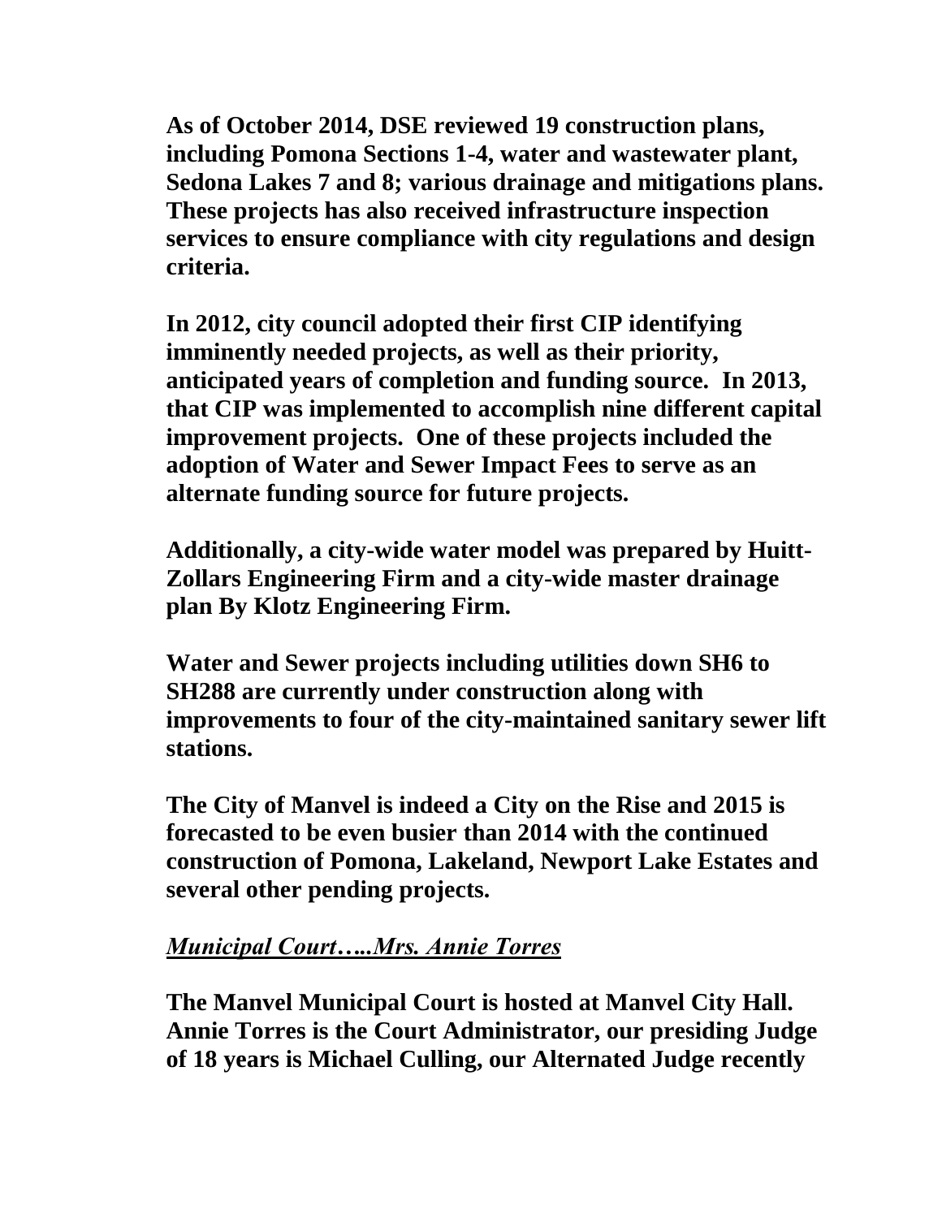**As of October 2014, DSE reviewed 19 construction plans, including Pomona Sections 1-4, water and wastewater plant, Sedona Lakes 7 and 8; various drainage and mitigations plans. These projects has also received infrastructure inspection services to ensure compliance with city regulations and design criteria.**

**In 2012, city council adopted their first CIP identifying imminently needed projects, as well as their priority, anticipated years of completion and funding source. In 2013, that CIP was implemented to accomplish nine different capital improvement projects. One of these projects included the adoption of Water and Sewer Impact Fees to serve as an alternate funding source for future projects.**

**Additionally, a city-wide water model was prepared by Huitt-Zollars Engineering Firm and a city-wide master drainage plan By Klotz Engineering Firm.**

**Water and Sewer projects including utilities down SH6 to SH288 are currently under construction along with improvements to four of the city-maintained sanitary sewer lift stations.**

**The City of Manvel is indeed a City on the Rise and 2015 is forecasted to be even busier than 2014 with the continued construction of Pomona, Lakeland, Newport Lake Estates and several other pending projects.**

***<u>Municipal Court…..Mrs. Annie Torres</u>***

**The Manvel Municipal Court is hosted at Manvel City Hall. Annie Torres is the Court Administrator, our presiding Judge of 18 years is Michael Culling, our Alternated Judge recently**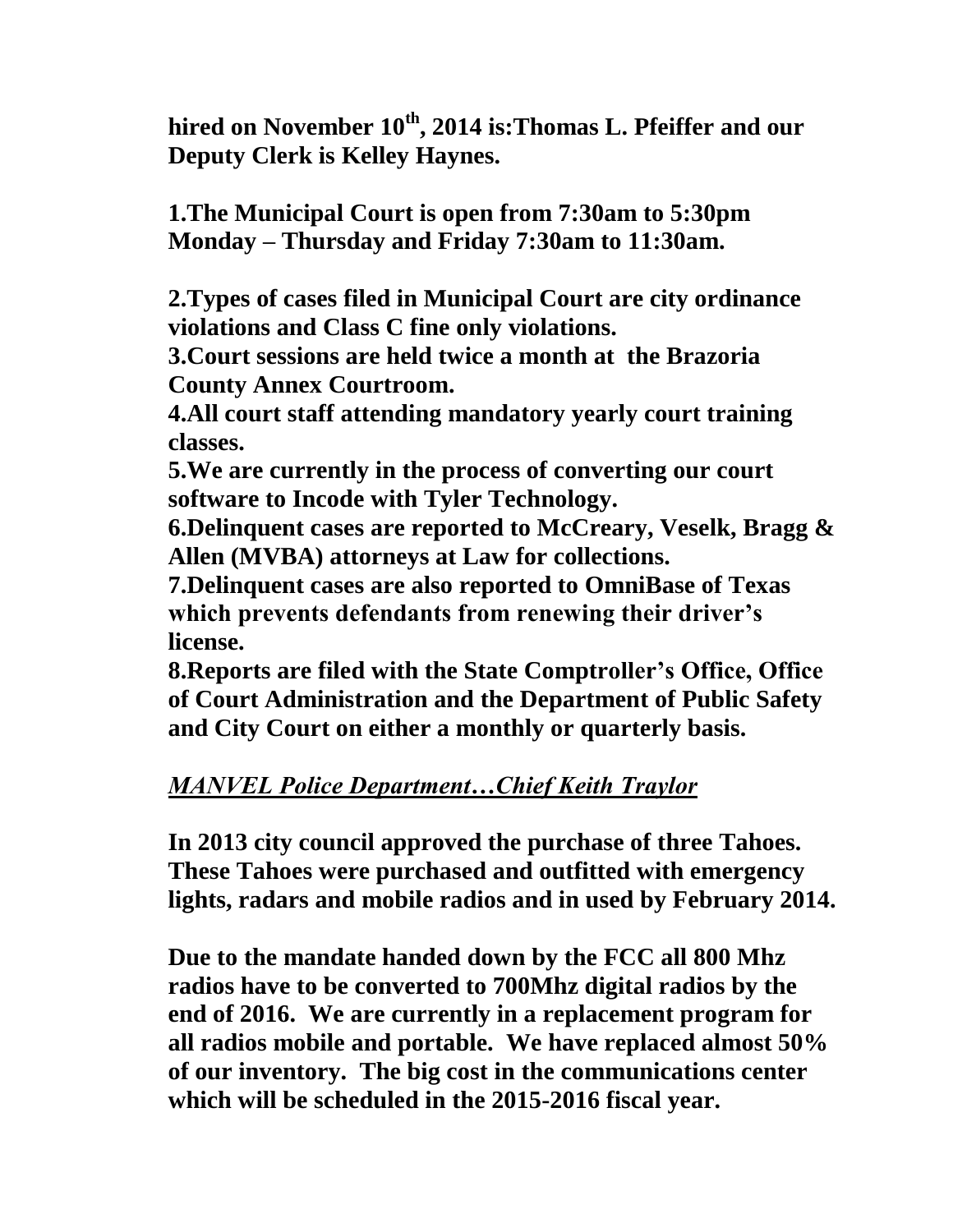**hired on November 10th, 2014 is:Thomas L. Pfeiffer and our Deputy Clerk is Kelley Haynes.**

**1.The Municipal Court is open from 7:30am to 5:30pm Monday – Thursday and Friday 7:30am to 11:30am.**

**2.Types of cases filed in Municipal Court are city ordinance violations and Class C fine only violations.**
**3.Court sessions are held twice a month at the Brazoria County Annex Courtroom.**
**4.All court staff attending mandatory yearly court training classes.**
**5.We are currently in the process of converting our court software to Incode with Tyler Technology.**
**6.Delinquent cases are reported to McCreary, Veselk, Bragg & Allen (MVBA) attorneys at Law for collections.**
**7.Delinquent cases are also reported to OmniBase of Texas which prevents defendants from renewing their driver's license.**
**8.Reports are filed with the State Comptroller's Office, Office of Court Administration and the Department of Public Safety and City Court on either a monthly or quarterly basis.**

***MANVEL Police Department…Chief Keith Traylor***

**In 2013 city council approved the purchase of three Tahoes. These Tahoes were purchased and outfitted with emergency lights, radars and mobile radios and in used by February 2014.**

**Due to the mandate handed down by the FCC all 800 Mhz radios have to be converted to 700Mhz digital radios by the end of 2016. We are currently in a replacement program for all radios mobile and portable. We have replaced almost 50% of our inventory. The big cost in the communications center which will be scheduled in the 2015-2016 fiscal year.**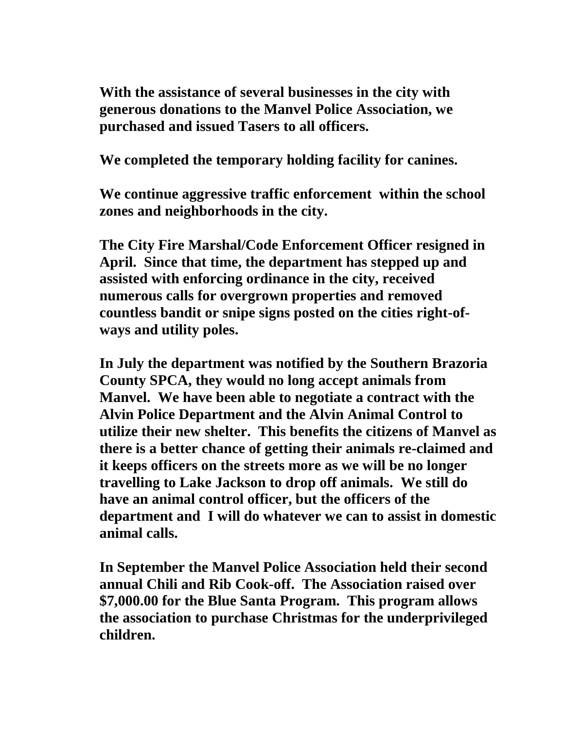**With the assistance of several businesses in the city with generous donations to the Manvel Police Association, we purchased and issued Tasers to all officers.**

**We completed the temporary holding facility for canines.**

**We continue aggressive traffic enforcement within the school zones and neighborhoods in the city.**

**The City Fire Marshal/Code Enforcement Officer resigned in April. Since that time, the department has stepped up and assisted with enforcing ordinance in the city, received numerous calls for overgrown properties and removed countless bandit or snipe signs posted on the cities right-of-ways and utility poles.**

**In July the department was notified by the Southern Brazoria County SPCA, they would no long accept animals from Manvel. We have been able to negotiate a contract with the Alvin Police Department and the Alvin Animal Control to utilize their new shelter. This benefits the citizens of Manvel as there is a better chance of getting their animals re-claimed and it keeps officers on the streets more as we will be no longer travelling to Lake Jackson to drop off animals. We still do have an animal control officer, but the officers of the department and I will do whatever we can to assist in domestic animal calls.**

**In September the Manvel Police Association held their second annual Chili and Rib Cook-off. The Association raised over $7,000.00 for the Blue Santa Program. This program allows the association to purchase Christmas for the underprivileged children.**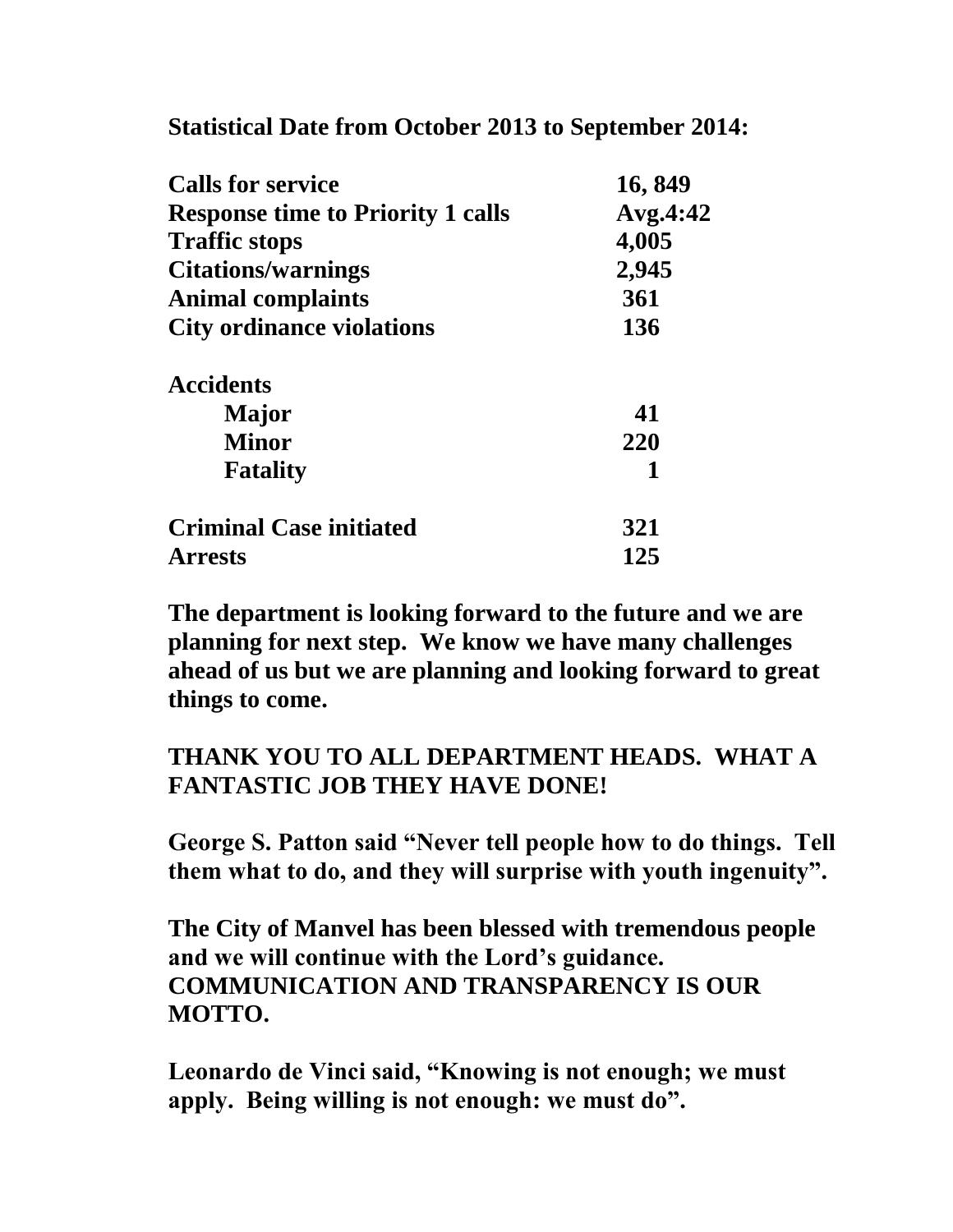**Statistical Date from October 2013 to September 2014:**

| | |
|---|---|
| **Calls for service** | **16, 849** |
| **Response time to Priority 1 calls** | **Avg.4:42** |
| **Traffic stops** | **4,005** |
| **Citations/warnings** | **2,945** |
| **Animal complaints** | **361** |
| **City ordinance violations** | **136** |
| **Accidents** | |
| **Major** | **41** |
| **Minor** | **220** |
| **Fatality** | **1** |
| **Criminal Case initiated** | **321** |
| **Arrests** | **125** |

**The department is looking forward to the future and we are planning for next step. We know we have many challenges ahead of us but we are planning and looking forward to great things to come.**

**THANK YOU TO ALL DEPARTMENT HEADS. WHAT A FANTASTIC JOB THEY HAVE DONE!**

**George S. Patton said "Never tell people how to do things. Tell them what to do, and they will surprise with youth ingenuity".**

**The City of Manvel has been blessed with tremendous people and we will continue with the Lord's guidance. COMMUNICATION AND TRANSPARENCY IS OUR MOTTO.**

**Leonardo de Vinci said, "Knowing is not enough; we must apply. Being willing is not enough: we must do".**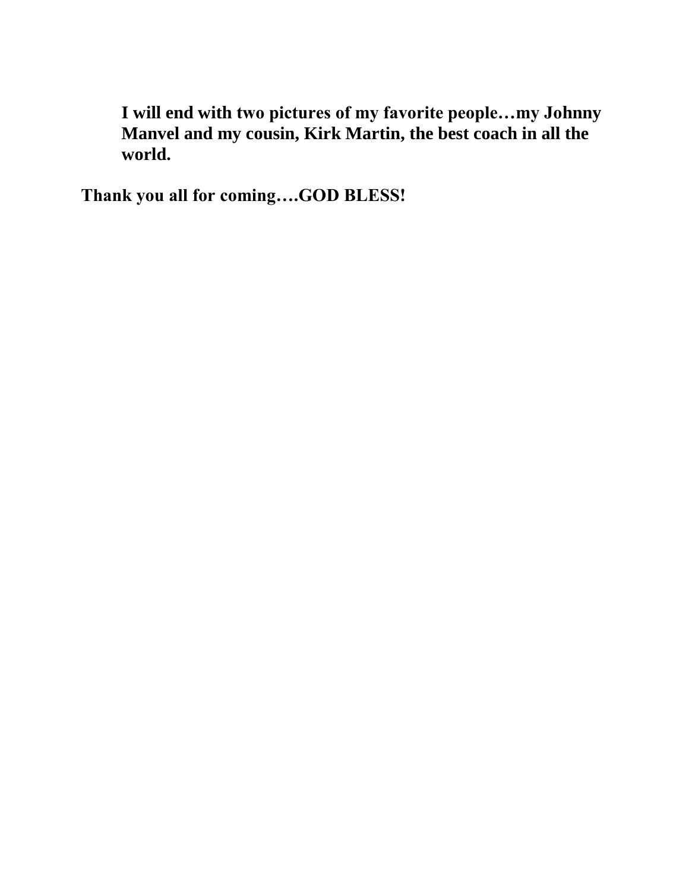**I will end with two pictures of my favorite people…my Johnny Manvel and my cousin, Kirk Martin, the best coach in all the world.**

**Thank you all for coming….GOD BLESS!**